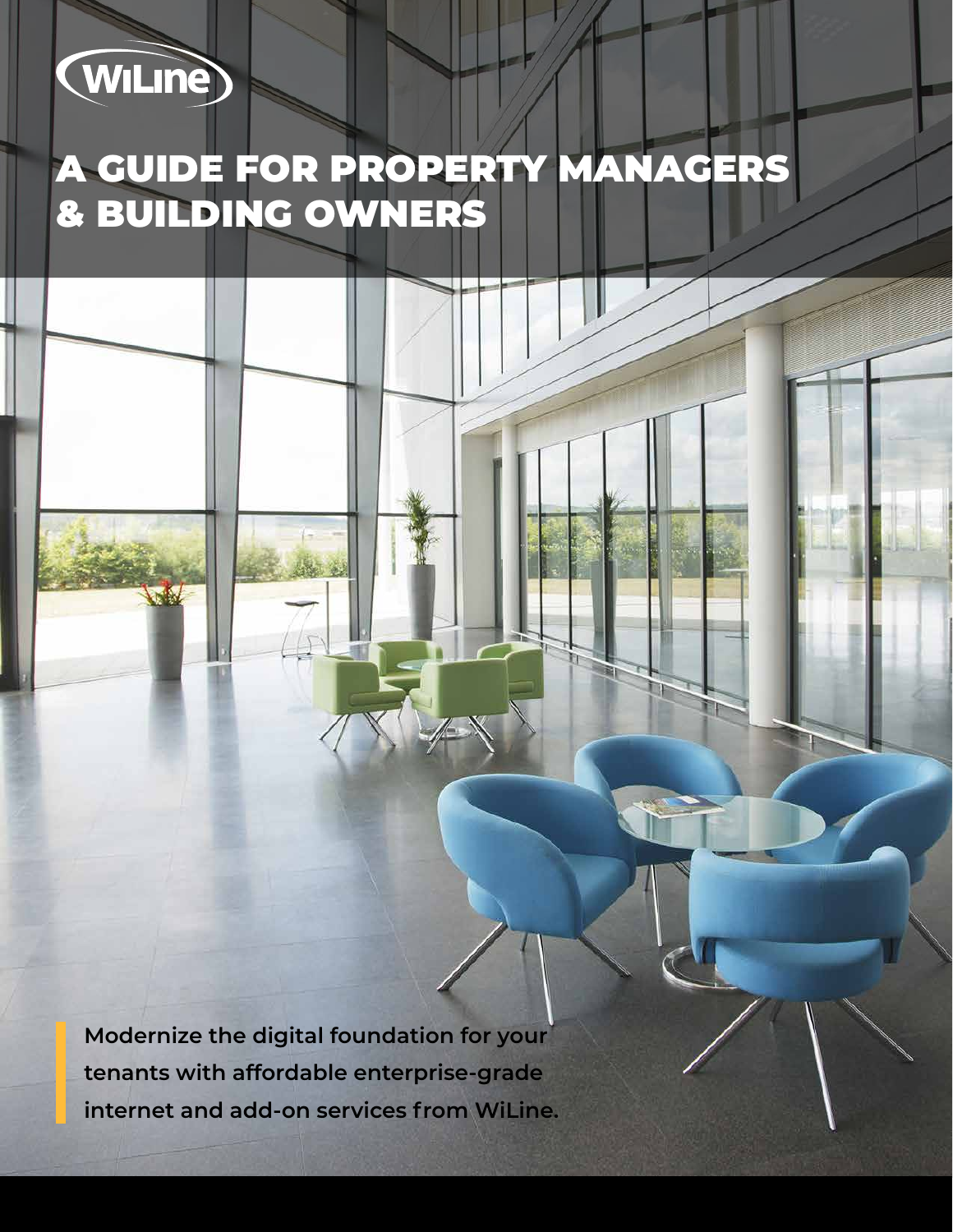WiLine

# A GUIDE FOR PROPERTY MANAGERS & BUILDING OWNERS

**Modernize the digital foundation for your tenants with affordable enterprise-grade internet and add-on services from WiLine.**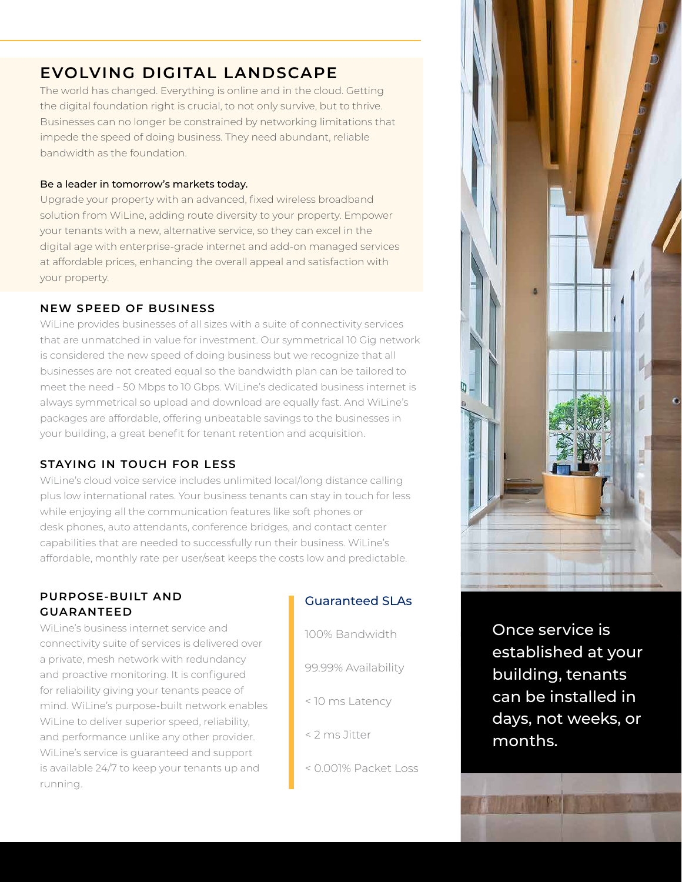## EVOLVING DIGITAL LANDSCAPE

The world has changed. Everything is online and in the cloud. Getting the digital foundation right is crucial, to not only survive, but to thrive. Businesses can no longer be constrained by networking limitations that impede the speed of doing business. They need abundant, reliable bandwidth as the foundation.

**Be a leader in tomorrow's markets today.**

Upgrade your property with an advanced, fixed wireless broadband solution from WiLine, adding route diversity to your property. Empower your tenants with a new, alternative service, so they can excel in the digital age with enterprise-grade internet and add-on managed services at affordable prices, enhancing the overall appeal and satisfaction with your property.

### NEW SPEED OF BUSINESS

WiLine provides businesses of all sizes with a suite of connectivity services that are unmatched in value for investment. Our symmetrical 10 Gig network is considered the new speed of doing business but we recognize that all businesses are not created equal so the bandwidth plan can be tailored to meet the need - 50 Mbps to 10 Gbps. WiLine's dedicated business internet is always symmetrical so upload and download are equally fast. And WiLine's packages are affordable, offering unbeatable savings to the businesses in your building, a great benefit for tenant retention and acquisition.

### STAYING IN TOUCH FOR LESS

WiLine's cloud voice service includes unlimited local/long distance calling plus low international rates. Your business tenants can stay in touch for less while enjoying all the communication features like soft phones or desk phones, auto attendants, conference bridges, and contact center capabilities that are needed to successfully run their business. WiLine's affordable, monthly rate per user/seat keeps the costs low and predictable.

### PURPOSE-BUILT AND GUARANTEED

WiLine's business internet service and connectivity suite of services is delivered over a private, mesh network with redundancy and proactive monitoring. It is configured for reliability giving your tenants peace of mind. WiLine's purpose-built network enables WiLine to deliver superior speed, reliability, and performance unlike any other provider. WiLine's service is guaranteed and support is available 24/7 to keep your tenants up and running.

**Guaranteed SLAs**

- 100% Bandwidth
- 99.99% Availability
- < 10 ms Latency
- < 2 ms Jitter
- < 0.001% Packet Loss

Once service is established at your building, tenants can be installed in days, not weeks, or months.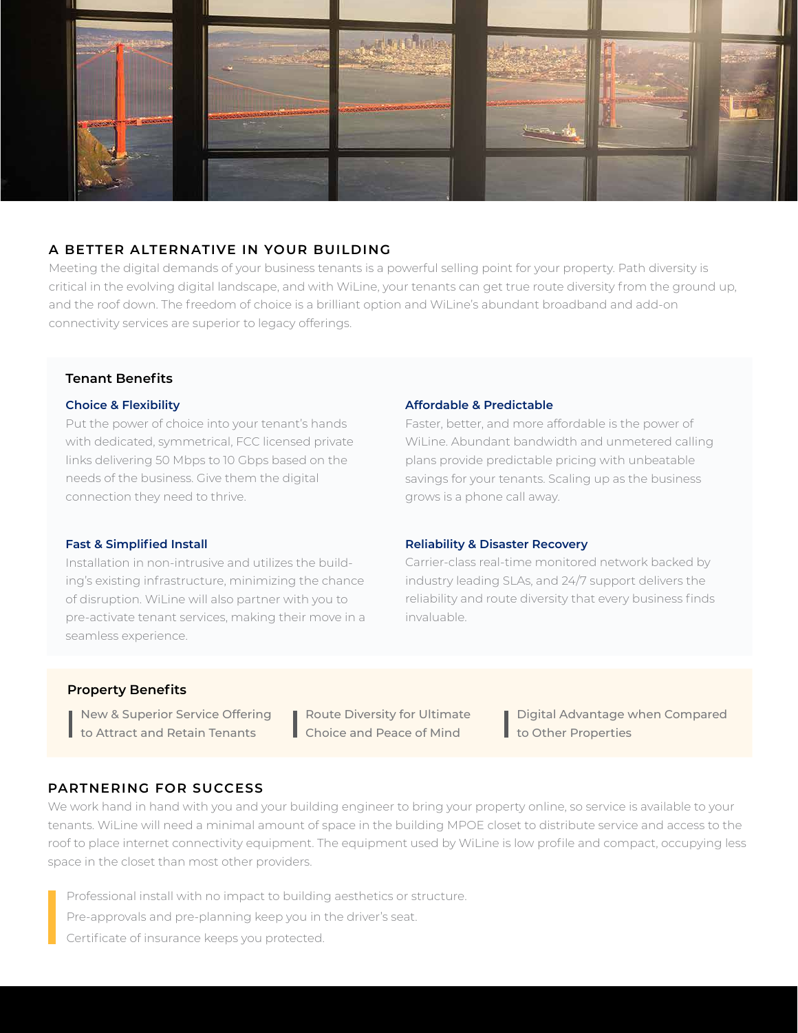## A BETTER ALTERNATIVE IN YOUR BUILDING

Meeting the digital demands of your business tenants is a powerful selling point for your property. Path diversity is critical in the evolving digital landscape, and with WiLine, your tenants can get true route diversity from the ground up, and the roof down. The freedom of choice is a brilliant option and WiLine's abundant broadband and add-on connectivity services are superior to legacy offerings.

### Tenant Benefits

**Choice & Flexibility**

Put the power of choice into your tenant's hands with dedicated, symmetrical, FCC licensed private links delivering 50 Mbps to 10 Gbps based on the needs of the business. Give them the digital connection they need to thrive.

**Affordable & Predictable**

Faster, better, and more affordable is the power of WiLine. Abundant bandwidth and unmetered calling plans provide predictable pricing with unbeatable savings for your tenants. Scaling up as the business grows is a phone call away.

**Fast & Simplified Install**

Installation in non-intrusive and utilizes the building's existing infrastructure, minimizing the chance of disruption. WiLine will also partner with you to pre-activate tenant services, making their move in a seamless experience.

**Reliability & Disaster Recovery**

Carrier-class real-time monitored network backed by industry leading SLAs, and 24/7 support delivers the reliability and route diversity that every business finds invaluable.

### Property Benefits

- New & Superior Service Offering to Attract and Retain Tenants
- Route Diversity for Ultimate Choice and Peace of Mind
- Digital Advantage when Compared to Other Properties

## PARTNERING FOR SUCCESS

We work hand in hand with you and your building engineer to bring your property online, so service is available to your tenants. WiLine will need a minimal amount of space in the building MPOE closet to distribute service and access to the roof to place internet connectivity equipment. The equipment used by WiLine is low profile and compact, occupying less space in the closet than most other providers.

- Professional install with no impact to building aesthetics or structure.
- Pre-approvals and pre-planning keep you in the driver's seat.
- Certificate of insurance keeps you protected.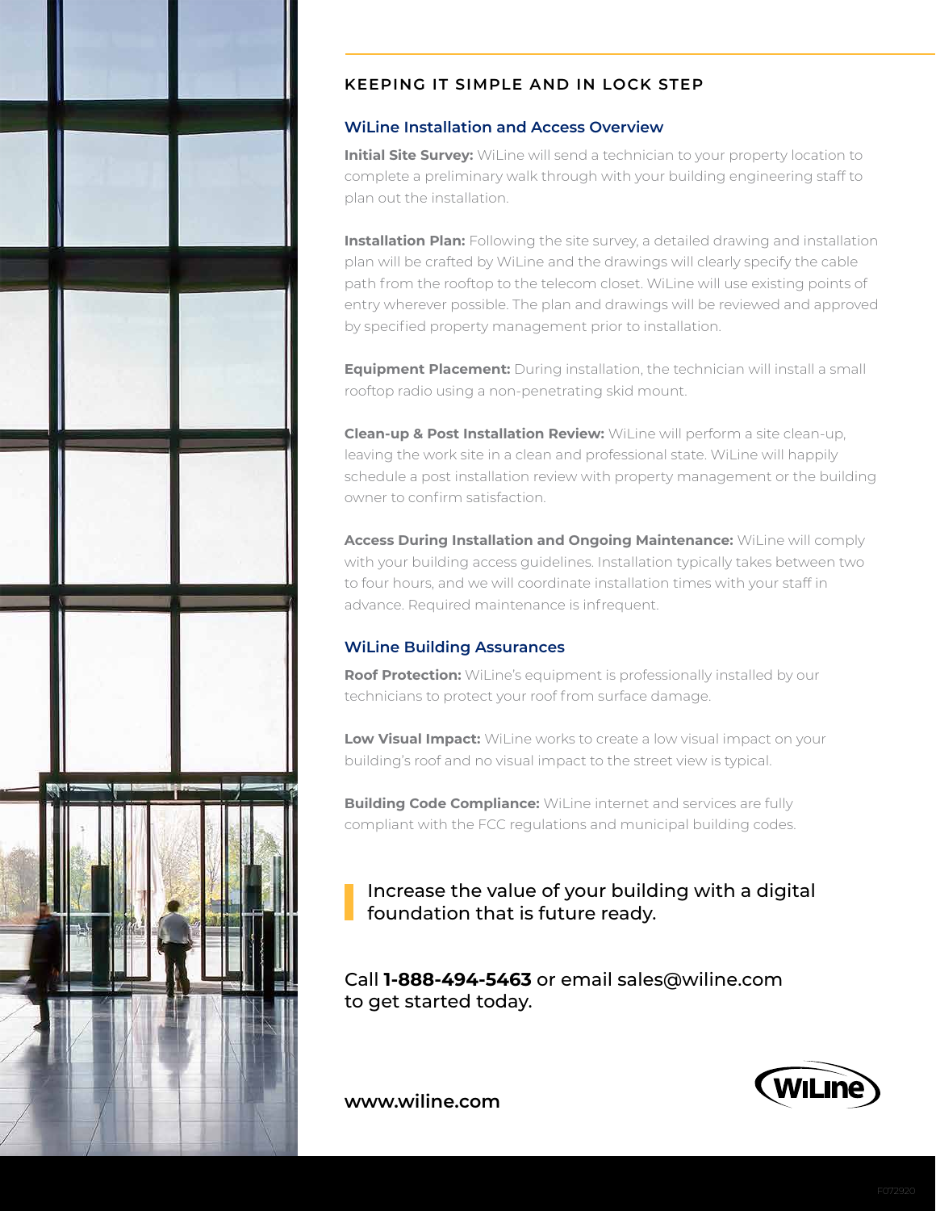## KEEPING IT SIMPLE AND IN LOCK STEP

### WiLine Installation and Access Overview

**Initial Site Survey:** WiLine will send a technician to your property location to complete a preliminary walk through with your building engineering staff to plan out the installation.

**Installation Plan:** Following the site survey, a detailed drawing and installation plan will be crafted by WiLine and the drawings will clearly specify the cable path from the rooftop to the telecom closet. WiLine will use existing points of entry wherever possible. The plan and drawings will be reviewed and approved by specified property management prior to installation.

**Equipment Placement:** During installation, the technician will install a small rooftop radio using a non-penetrating skid mount.

**Clean-up & Post Installation Review:** WiLine will perform a site clean-up, leaving the work site in a clean and professional state. WiLine will happily schedule a post installation review with property management or the building owner to confirm satisfaction.

**Access During Installation and Ongoing Maintenance:** WiLine will comply with your building access guidelines. Installation typically takes between two to four hours, and we will coordinate installation times with your staff in advance. Required maintenance is infrequent.

### WiLine Building Assurances

**Roof Protection:** WiLine's equipment is professionally installed by our technicians to protect your roof from surface damage.

**Low Visual Impact:** WiLine works to create a low visual impact on your building's roof and no visual impact to the street view is typical.

**Building Code Compliance:** WiLine internet and services are fully compliant with the FCC regulations and municipal building codes.

> Increase the value of your building with a digital foundation that is future ready.

Call **1-888-494-5463** or email sales@wiline.com to get started today.

**www.wiline.com**

WiLine

F072920